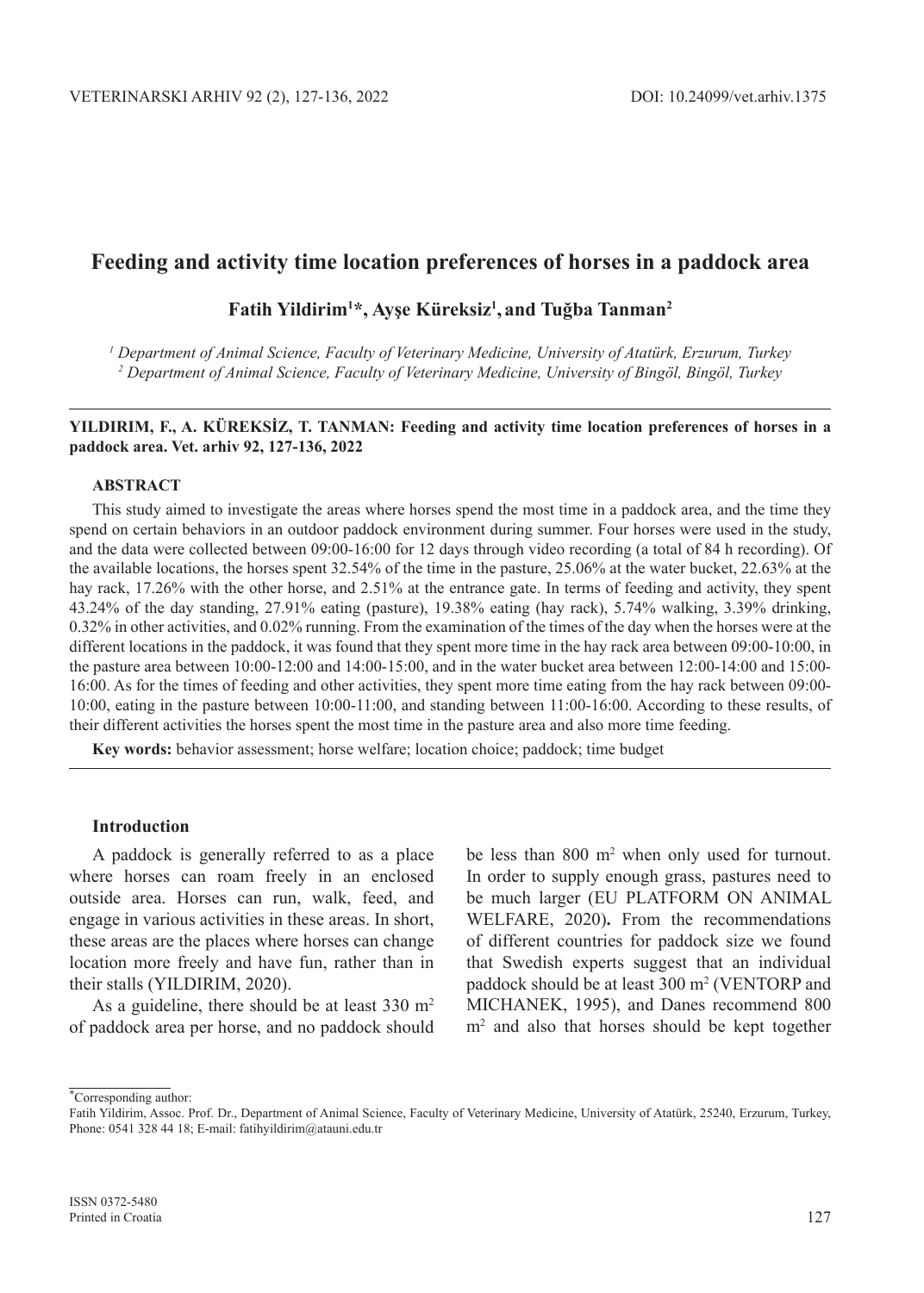# Feeding and activity time location preferences of horses in a paddock area

**Fatih Yildirim[1]*, Ayşe Küreksiz[1], and Tuğba Tanman[2]**

*[1] Department of Animal Science, Faculty of Veterinary Medicine, University of Atatürk, Erzurum, Turkey*
*[2] Department of Animal Science, Faculty of Veterinary Medicine, University of Bingöl, Bingöl, Turkey*

---

**YILDIRIM, F., A. KÜREKSİZ, T. TANMAN: Feeding and activity time location preferences of horses in a paddock area. Vet. arhiv 92, 127-136, 2022**

### ABSTRACT

This study aimed to investigate the areas where horses spend the most time in a paddock area, and the time they spend on certain behaviors in an outdoor paddock environment during summer. Four horses were used in the study, and the data were collected between 09:00-16:00 for 12 days through video recording (a total of 84 h recording). Of the available locations, the horses spent 32.54% of the time in the pasture, 25.06% at the water bucket, 22.63% at the hay rack, 17.26% with the other horse, and 2.51% at the entrance gate. In terms of feeding and activity, they spent 43.24% of the day standing, 27.91% eating (pasture), 19.38% eating (hay rack), 5.74% walking, 3.39% drinking, 0.32% in other activities, and 0.02% running. From the examination of the times of the day when the horses were at the different locations in the paddock, it was found that they spent more time in the hay rack area between 09:00-10:00, in the pasture area between 10:00-12:00 and 14:00-15:00, and in the water bucket area between 12:00-14:00 and 15:00-16:00. As for the times of feeding and other activities, they spent more time eating from the hay rack between 09:00-10:00, eating in the pasture between 10:00-11:00, and standing between 11:00-16:00. According to these results, of their different activities the horses spent the most time in the pasture area and also more time feeding.

**Key words:** behavior assessment; horse welfare; location choice; paddock; time budget

---

### Introduction

A paddock is generally referred to as a place where horses can roam freely in an enclosed outside area. Horses can run, walk, feed, and engage in various activities in these areas. In short, these areas are the places where horses can change location more freely and have fun, rather than in their stalls (YILDIRIM, 2020).

As a guideline, there should be at least 330 $m^2$ of paddock area per horse, and no paddock should be less than 800 $m^2$ when only used for turnout. In order to supply enough grass, pastures need to be much larger (EU PLATFORM ON ANIMAL WELFARE, 2020). From the recommendations of different countries for paddock size we found that Swedish experts suggest that an individual paddock should be at least 300 $m^2$ (VENTORP and MICHANEK, 1995), and Danes recommend 800 $m^2$ and also that horses should be kept together

---

*Corresponding author:
Fatih Yildirim, Assoc. Prof. Dr., Department of Animal Science, Faculty of Veterinary Medicine, University of Atatürk, 25240, Erzurum, Turkey, Phone: 0541 328 44 18; E-mail: fatihyildirim@atauni.edu.tr

ISSN 0372-5480
Printed in Croatia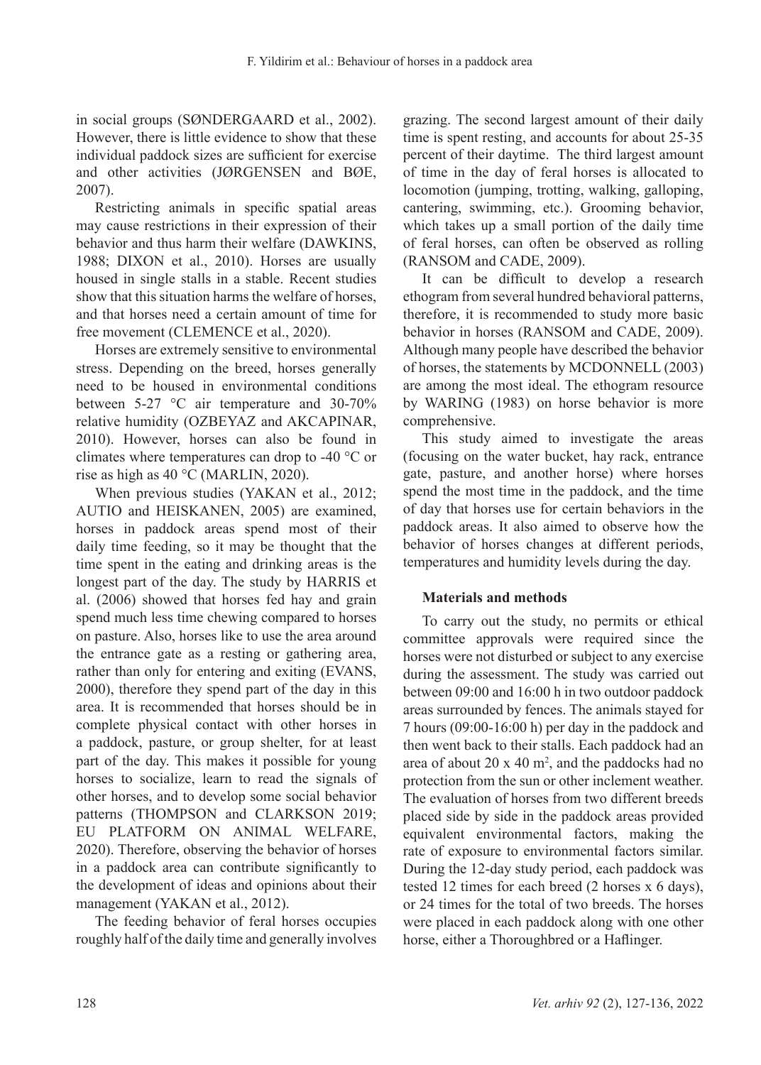in social groups (SØNDERGAARD et al., 2002). However, there is little evidence to show that these individual paddock sizes are sufficient for exercise and other activities (JØRGENSEN and BØE, 2007).

Restricting animals in specific spatial areas may cause restrictions in their expression of their behavior and thus harm their welfare (DAWKINS, 1988; DIXON et al., 2010). Horses are usually housed in single stalls in a stable. Recent studies show that this situation harms the welfare of horses, and that horses need a certain amount of time for free movement (CLEMENCE et al., 2020).

Horses are extremely sensitive to environmental stress. Depending on the breed, horses generally need to be housed in environmental conditions between 5-27 °C air temperature and 30-70% relative humidity (OZBEYAZ and AKCAPINAR, 2010). However, horses can also be found in climates where temperatures can drop to -40 °C or rise as high as 40 °C (MARLIN, 2020).

When previous studies (YAKAN et al., 2012; AUTIO and HEISKANEN, 2005) are examined, horses in paddock areas spend most of their daily time feeding, so it may be thought that the time spent in the eating and drinking areas is the longest part of the day. The study by HARRIS et al. (2006) showed that horses fed hay and grain spend much less time chewing compared to horses on pasture. Also, horses like to use the area around the entrance gate as a resting or gathering area, rather than only for entering and exiting (EVANS, 2000), therefore they spend part of the day in this area. It is recommended that horses should be in complete physical contact with other horses in a paddock, pasture, or group shelter, for at least part of the day. This makes it possible for young horses to socialize, learn to read the signals of other horses, and to develop some social behavior patterns (THOMPSON and CLARKSON 2019; EU PLATFORM ON ANIMAL WELFARE, 2020). Therefore, observing the behavior of horses in a paddock area can contribute significantly to the development of ideas and opinions about their management (YAKAN et al., 2012).

The feeding behavior of feral horses occupies roughly half of the daily time and generally involves grazing. The second largest amount of their daily time is spent resting, and accounts for about 25-35 percent of their daytime. The third largest amount of time in the day of feral horses is allocated to locomotion (jumping, trotting, walking, galloping, cantering, swimming, etc.). Grooming behavior, which takes up a small portion of the daily time of feral horses, can often be observed as rolling (RANSOM and CADE, 2009).

It can be difficult to develop a research ethogram from several hundred behavioral patterns, therefore, it is recommended to study more basic behavior in horses (RANSOM and CADE, 2009). Although many people have described the behavior of horses, the statements by MCDONNELL (2003) are among the most ideal. The ethogram resource by WARING (1983) on horse behavior is more comprehensive.

This study aimed to investigate the areas (focusing on the water bucket, hay rack, entrance gate, pasture, and another horse) where horses spend the most time in the paddock, and the time of day that horses use for certain behaviors in the paddock areas. It also aimed to observe how the behavior of horses changes at different periods, temperatures and humidity levels during the day.

## Materials and methods

To carry out the study, no permits or ethical committee approvals were required since the horses were not disturbed or subject to any exercise during the assessment. The study was carried out between 09:00 and 16:00 h in two outdoor paddock areas surrounded by fences. The animals stayed for 7 hours (09:00-16:00 h) per day in the paddock and then went back to their stalls. Each paddock had an area of about 20 x 40 m$^2$, and the paddocks had no protection from the sun or other inclement weather. The evaluation of horses from two different breeds placed side by side in the paddock areas provided equivalent environmental factors, making the rate of exposure to environmental factors similar. During the 12-day study period, each paddock was tested 12 times for each breed (2 horses x 6 days), or 24 times for the total of two breeds. The horses were placed in each paddock along with one other horse, either a Thoroughbred or a Haflinger.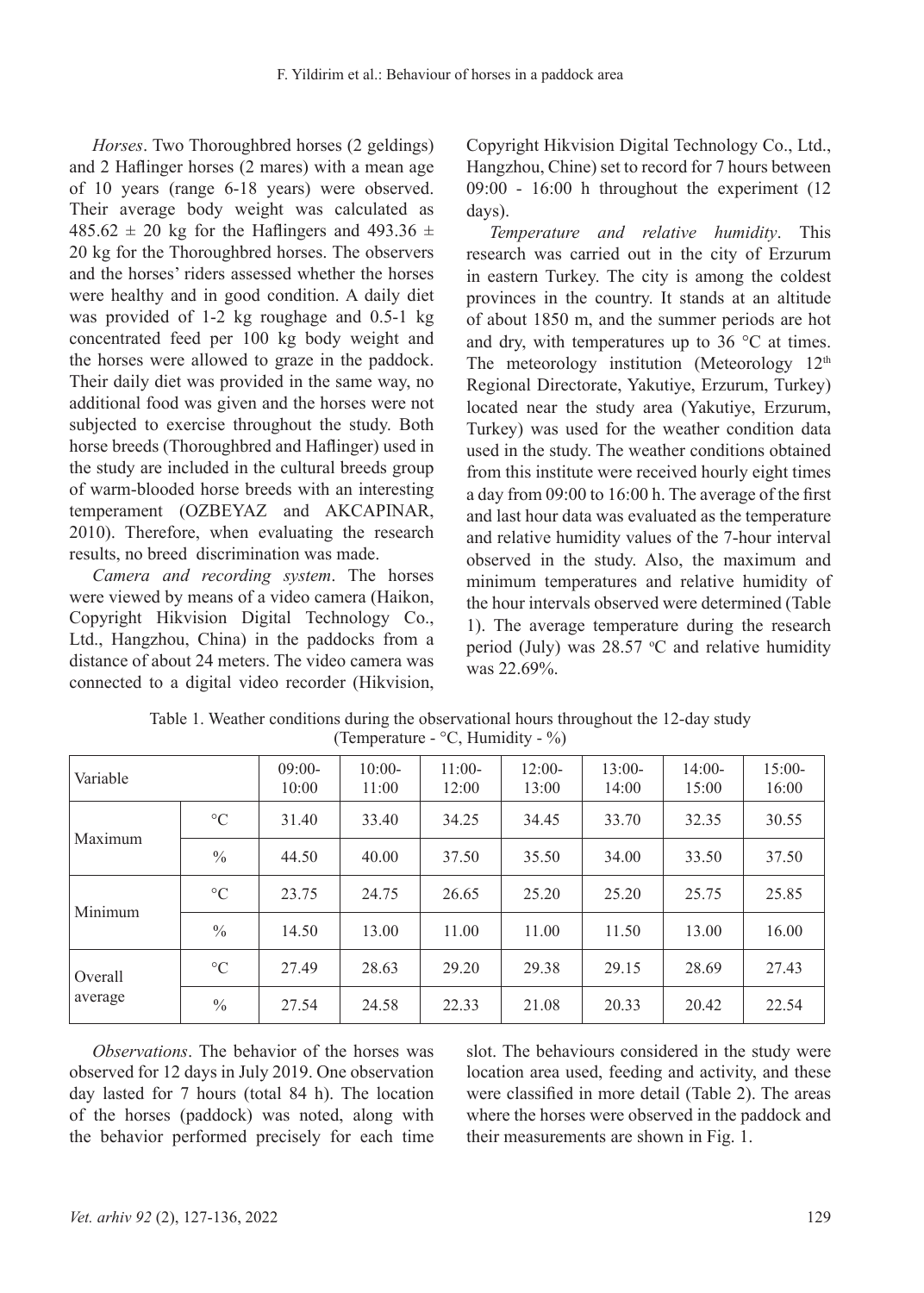*Horses*. Two Thoroughbred horses (2 geldings) and 2 Haflinger horses (2 mares) with a mean age of 10 years (range 6-18 years) were observed. Their average body weight was calculated as 485.62 ± 20 kg for the Haflingers and 493.36 ± 20 kg for the Thoroughbred horses. The observers and the horses' riders assessed whether the horses were healthy and in good condition. A daily diet was provided of 1-2 kg roughage and 0.5-1 kg concentrated feed per 100 kg body weight and the horses were allowed to graze in the paddock. Their daily diet was provided in the same way, no additional food was given and the horses were not subjected to exercise throughout the study. Both horse breeds (Thoroughbred and Haflinger) used in the study are included in the cultural breeds group of warm-blooded horse breeds with an interesting temperament (OZBEYAZ and AKCAPINAR, 2010). Therefore, when evaluating the research results, no breed discrimination was made.

*Camera and recording system*. The horses were viewed by means of a video camera (Haikon, Copyright Hikvision Digital Technology Co., Ltd., Hangzhou, China) in the paddocks from a distance of about 24 meters. The video camera was connected to a digital video recorder (Hikvision, Copyright Hikvision Digital Technology Co., Ltd., Hangzhou, Chine) set to record for 7 hours between 09:00 - 16:00 h throughout the experiment (12 days).

*Temperature and relative humidity*. This research was carried out in the city of Erzurum in eastern Turkey. The city is among the coldest provinces in the country. It stands at an altitude of about 1850 m, and the summer periods are hot and dry, with temperatures up to 36 °C at times. The meteorology institution (Meteorology 12th Regional Directorate, Yakutiye, Erzurum, Turkey) located near the study area (Yakutiye, Erzurum, Turkey) was used for the weather condition data used in the study. The weather conditions obtained from this institute were received hourly eight times a day from 09:00 to 16:00 h. The average of the first and last hour data was evaluated as the temperature and relative humidity values of the 7-hour interval observed in the study. Also, the maximum and minimum temperatures and relative humidity of the hour intervals observed were determined (Table 1). The average temperature during the research period (July) was 28.57 °C and relative humidity was 22.69%.

Table 1. Weather conditions during the observational hours throughout the 12-day study (Temperature - °C, Humidity - %)

| Variable | | 09:00-10:00 | 10:00-11:00 | 11:00-12:00 | 12:00-13:00 | 13:00-14:00 | 14:00-15:00 | 15:00-16:00 |
|---|---|---|---|---|---|---|---|---|
| Maximum | °C | 31.40 | 33.40 | 34.25 | 34.45 | 33.70 | 32.35 | 30.55 |
| | % | 44.50 | 40.00 | 37.50 | 35.50 | 34.00 | 33.50 | 37.50 |
| Minimum | °C | 23.75 | 24.75 | 26.65 | 25.20 | 25.20 | 25.75 | 25.85 |
| | % | 14.50 | 13.00 | 11.00 | 11.00 | 11.50 | 13.00 | 16.00 |
| Overall average | °C | 27.49 | 28.63 | 29.20 | 29.38 | 29.15 | 28.69 | 27.43 |
| | % | 27.54 | 24.58 | 22.33 | 21.08 | 20.33 | 20.42 | 22.54 |

*Observations*. The behavior of the horses was observed for 12 days in July 2019. One observation day lasted for 7 hours (total 84 h). The location of the horses (paddock) was noted, along with the behavior performed precisely for each time slot. The behaviours considered in the study were location area used, feeding and activity, and these were classified in more detail (Table 2). The areas where the horses were observed in the paddock and their measurements are shown in Fig. 1.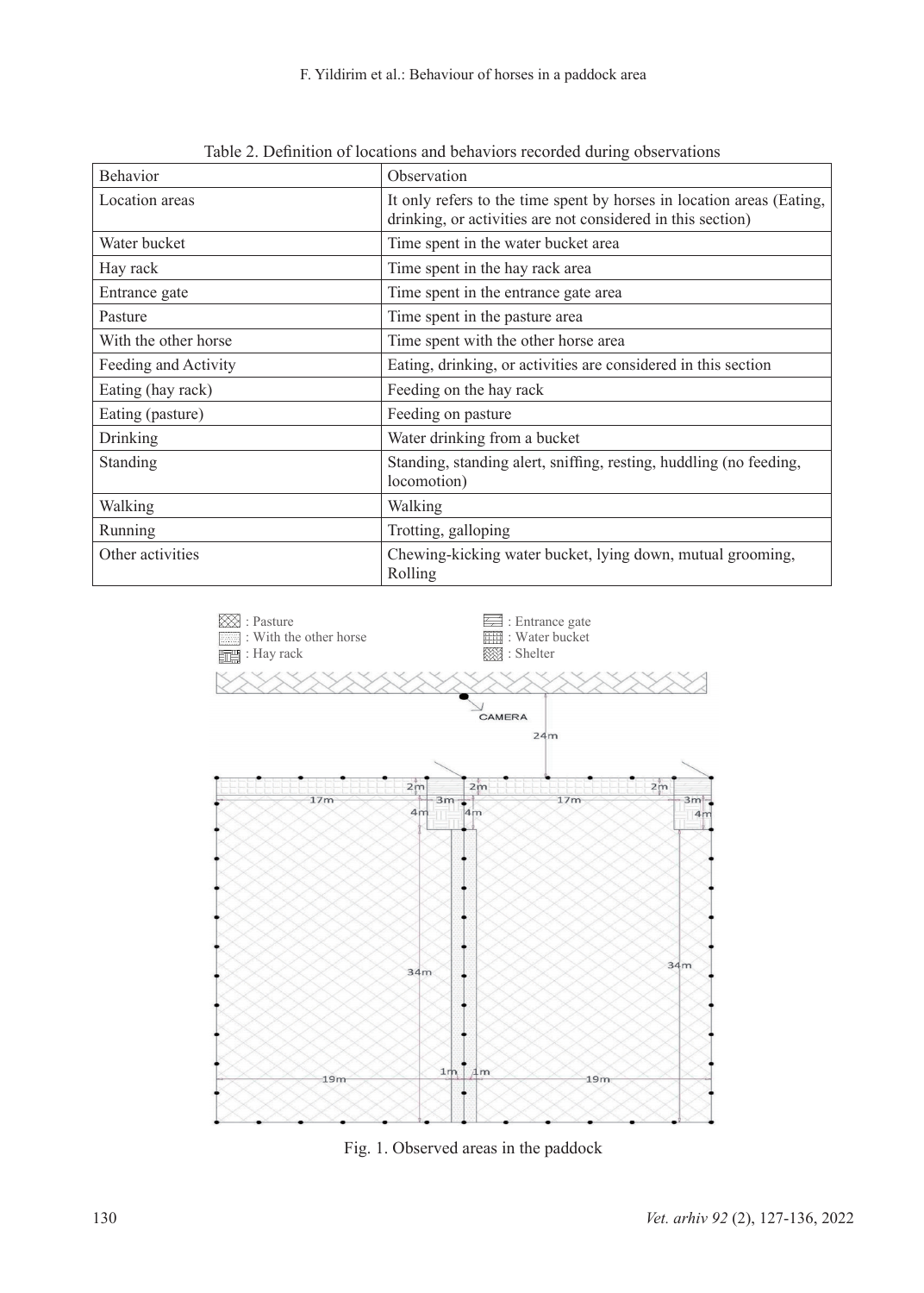Table 2. Definition of locations and behaviors recorded during observations

| Behavior | Observation |
| --- | --- |
| Location areas | It only refers to the time spent by horses in location areas (Eating, drinking, or activities are not considered in this section) |
| Water bucket | Time spent in the water bucket area |
| Hay rack | Time spent in the hay rack area |
| Entrance gate | Time spent in the entrance gate area |
| Pasture | Time spent in the pasture area |
| With the other horse | Time spent with the other horse area |
| Feeding and Activity | Eating, drinking, or activities are considered in this section |
| Eating (hay rack) | Feeding on the hay rack |
| Eating (pasture) | Feeding on pasture |
| Drinking | Water drinking from a bucket |
| Standing | Standing, standing alert, sniffing, resting, huddling (no feeding, locomotion) |
| Walking | Walking |
| Running | Trotting, galloping |
| Other activities | Chewing-kicking water bucket, lying down, mutual grooming, Rolling |

Fig. 1. Observed areas in the paddock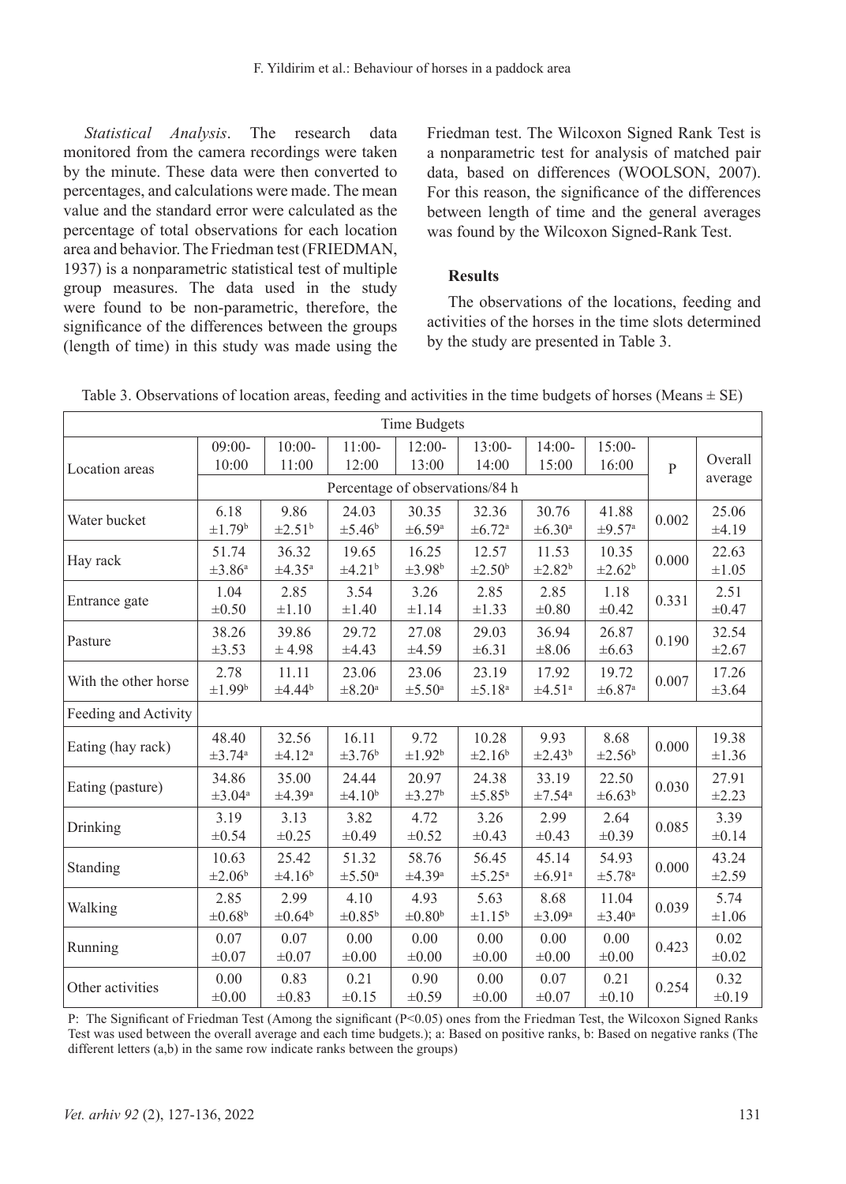*Statistical Analysis*. The research data monitored from the camera recordings were taken by the minute. These data were then converted to percentages, and calculations were made. The mean value and the standard error were calculated as the percentage of total observations for each location area and behavior. The Friedman test (FRIEDMAN, 1937) is a nonparametric statistical test of multiple group measures. The data used in the study were found to be non-parametric, therefore, the significance of the differences between the groups (length of time) in this study was made using the Friedman test. The Wilcoxon Signed Rank Test is a nonparametric test for analysis of matched pair data, based on differences (WOOLSON, 2007). For this reason, the significance of the differences between length of time and the general averages was found by the Wilcoxon Signed-Rank Test.

## Results

The observations of the locations, feeding and activities of the horses in the time slots determined by the study are presented in Table 3.

Table 3. Observations of location areas, feeding and activities in the time budgets of horses (Means ± SE)

| Time Budgets | | | | | | | | | |
|---|---|---|---|---|---|---|---|---|---|
| Location areas | 09:00-10:00 | 10:00-11:00 | 11:00-12:00 | 12:00-13:00 | 13:00-14:00 | 14:00-15:00 | 15:00-16:00 | P | Overall average |
| | Percentage of observations/84 h | | | | | | | | |
| Water bucket | 6.18 ±1.79[b] | 9.86 ±2.51[b] | 24.03 ±5.46[b] | 30.35 ±6.59[a] | 32.36 ±6.72[a] | 30.76 ±6.30[a] | 41.88 ±9.57[a] | 0.002 | 25.06 ±4.19 |
| Hay rack | 51.74 ±3.86[a] | 36.32 ±4.35[a] | 19.65 ±4.21[b] | 16.25 ±3.98[b] | 12.57 ±2.50[b] | 11.53 ±2.82[b] | 10.35 ±2.62[b] | 0.000 | 22.63 ±1.05 |
| Entrance gate | 1.04 ±0.50 | 2.85 ±1.10 | 3.54 ±1.40 | 3.26 ±1.14 | 2.85 ±1.33 | 2.85 ±0.80 | 1.18 ±0.42 | 0.331 | 2.51 ±0.47 |
| Pasture | 38.26 ±3.53 | 39.86 ± 4.98 | 29.72 ±4.43 | 27.08 ±4.59 | 29.03 ±6.31 | 36.94 ±8.06 | 26.87 ±6.63 | 0.190 | 32.54 ±2.67 |
| With the other horse | 2.78 ±1.99[b] | 11.11 ±4.44[b] | 23.06 ±8.20[a] | 23.06 ±5.50[a] | 23.19 ±5.18[a] | 17.92 ±4.51[a] | 19.72 ±6.87[a] | 0.007 | 17.26 ±3.64 |
| Feeding and Activity | | | | | | | | | |
| Eating (hay rack) | 48.40 ±3.74[a] | 32.56 ±4.12[a] | 16.11 ±3.76[b] | 9.72 ±1.92[b] | 10.28 ±2.16[b] | 9.93 ±2.43[b] | 8.68 ±2.56[b] | 0.000 | 19.38 ±1.36 |
| Eating (pasture) | 34.86 ±3.04[a] | 35.00 ±4.39[a] | 24.44 ±4.10[b] | 20.97 ±3.27[b] | 24.38 ±5.85[b] | 33.19 ±7.54[a] | 22.50 ±6.63[b] | 0.030 | 27.91 ±2.23 |
| Drinking | 3.19 ±0.54 | 3.13 ±0.25 | 3.82 ±0.49 | 4.72 ±0.52 | 3.26 ±0.43 | 2.99 ±0.43 | 2.64 ±0.39 | 0.085 | 3.39 ±0.14 |
| Standing | 10.63 ±2.06[b] | 25.42 ±4.16[b] | 51.32 ±5.50[a] | 58.76 ±4.39[a] | 56.45 ±5.25[a] | 45.14 ±6.91[a] | 54.93 ±5.78[a] | 0.000 | 43.24 ±2.59 |
| Walking | 2.85 ±0.68[b] | 2.99 ±0.64[b] | 4.10 ±0.85[b] | 4.93 ±0.80[b] | 5.63 ±1.15[b] | 8.68 ±3.09[a] | 11.04 ±3.40[a] | 0.039 | 5.74 ±1.06 |
| Running | 0.07 ±0.07 | 0.07 ±0.07 | 0.00 ±0.00 | 0.00 ±0.00 | 0.00 ±0.00 | 0.00 ±0.00 | 0.00 ±0.00 | 0.423 | 0.02 ±0.02 |
| Other activities | 0.00 ±0.00 | 0.83 ±0.83 | 0.21 ±0.15 | 0.90 ±0.59 | 0.00 ±0.00 | 0.07 ±0.07 | 0.21 ±0.10 | 0.254 | 0.32 ±0.19 |

P: The Significant of Friedman Test (Among the significant (P<0.05) ones from the Friedman Test, the Wilcoxon Signed Ranks Test was used between the overall average and each time budgets.); a: Based on positive ranks, b: Based on negative ranks (The different letters (a,b) in the same row indicate ranks between the groups)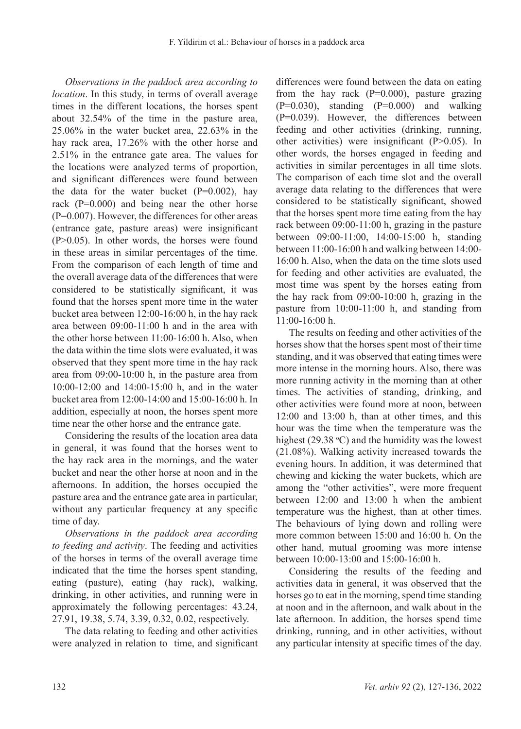*Observations in the paddock area according to location*. In this study, in terms of overall average times in the different locations, the horses spent about 32.54% of the time in the pasture area, 25.06% in the water bucket area, 22.63% in the hay rack area, 17.26% with the other horse and 2.51% in the entrance gate area. The values for the locations were analyzed terms of proportion, and significant differences were found between the data for the water bucket (P=0.002), hay rack (P=0.000) and being near the other horse (P=0.007). However, the differences for other areas (entrance gate, pasture areas) were insignificant (P>0.05). In other words, the horses were found in these areas in similar percentages of the time. From the comparison of each length of time and the overall average data of the differences that were considered to be statistically significant, it was found that the horses spent more time in the water bucket area between 12:00-16:00 h, in the hay rack area between 09:00-11:00 h and in the area with the other horse between 11:00-16:00 h. Also, when the data within the time slots were evaluated, it was observed that they spent more time in the hay rack area from 09:00-10:00 h, in the pasture area from 10:00-12:00 and 14:00-15:00 h, and in the water bucket area from 12:00-14:00 and 15:00-16:00 h. In addition, especially at noon, the horses spent more time near the other horse and the entrance gate.

Considering the results of the location area data in general, it was found that the horses went to the hay rack area in the mornings, and the water bucket and near the other horse at noon and in the afternoons. In addition, the horses occupied the pasture area and the entrance gate area in particular, without any particular frequency at any specific time of day.

*Observations in the paddock area according to feeding and activity*. The feeding and activities of the horses in terms of the overall average time indicated that the time the horses spent standing, eating (pasture), eating (hay rack), walking, drinking, in other activities, and running were in approximately the following percentages: 43.24, 27.91, 19.38, 5.74, 3.39, 0.32, 0.02, respectively.

The data relating to feeding and other activities were analyzed in relation to time, and significant differences were found between the data on eating from the hay rack (P=0.000), pasture grazing (P=0.030), standing (P=0.000) and walking (P=0.039). However, the differences between feeding and other activities (drinking, running, other activities) were insignificant (P>0.05). In other words, the horses engaged in feeding and activities in similar percentages in all time slots. The comparison of each time slot and the overall average data relating to the differences that were considered to be statistically significant, showed that the horses spent more time eating from the hay rack between 09:00-11:00 h, grazing in the pasture between 09:00-11:00, 14:00-15:00 h, standing between 11:00-16:00 h and walking between 14:00-16:00 h. Also, when the data on the time slots used for feeding and other activities are evaluated, the most time was spent by the horses eating from the hay rack from 09:00-10:00 h, grazing in the pasture from 10:00-11:00 h, and standing from 11:00-16:00 h.

The results on feeding and other activities of the horses show that the horses spent most of their time standing, and it was observed that eating times were more intense in the morning hours. Also, there was more running activity in the morning than at other times. The activities of standing, drinking, and other activities were found more at noon, between 12:00 and 13:00 h, than at other times, and this hour was the time when the temperature was the highest (29.38 °C) and the humidity was the lowest (21.08%). Walking activity increased towards the evening hours. In addition, it was determined that chewing and kicking the water buckets, which are among the "other activities", were more frequent between 12:00 and 13:00 h when the ambient temperature was the highest, than at other times. The behaviours of lying down and rolling were more common between 15:00 and 16:00 h. On the other hand, mutual grooming was more intense between 10:00-13:00 and 15:00-16:00 h.

Considering the results of the feeding and activities data in general, it was observed that the horses go to eat in the morning, spend time standing at noon and in the afternoon, and walk about in the late afternoon. In addition, the horses spend time drinking, running, and in other activities, without any particular intensity at specific times of the day.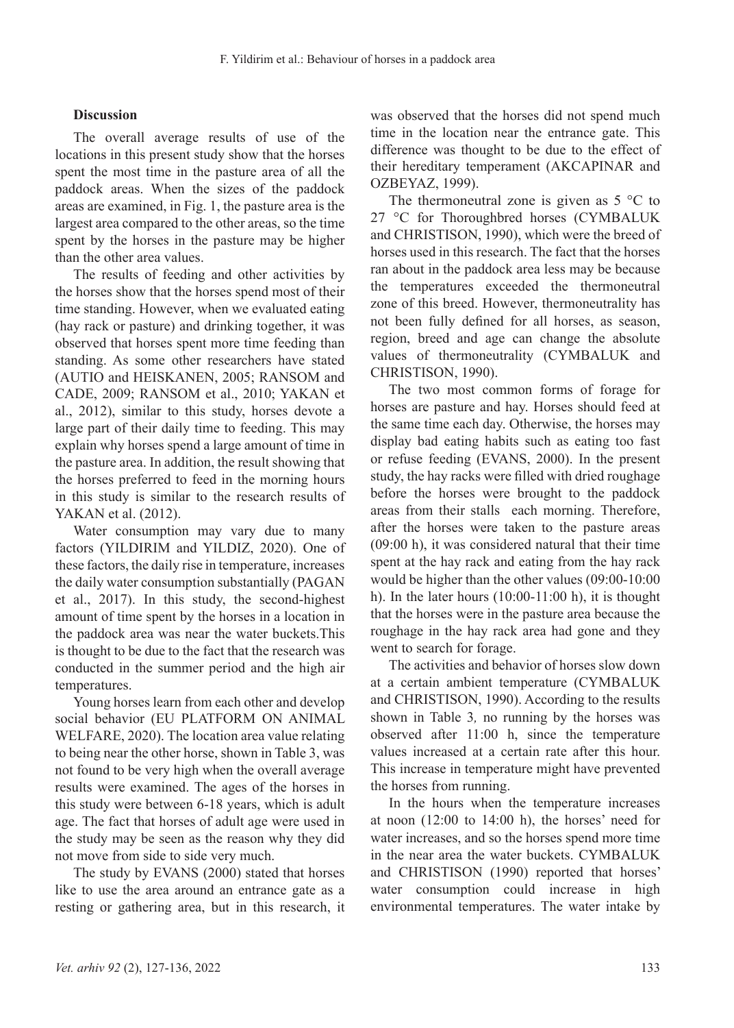## Discussion

The overall average results of use of the locations in this present study show that the horses spent the most time in the pasture area of all the paddock areas. When the sizes of the paddock areas are examined, in Fig. 1, the pasture area is the largest area compared to the other areas, so the time spent by the horses in the pasture may be higher than the other area values.

The results of feeding and other activities by the horses show that the horses spend most of their time standing. However, when we evaluated eating (hay rack or pasture) and drinking together, it was observed that horses spent more time feeding than standing. As some other researchers have stated (AUTIO and HEISKANEN, 2005; RANSOM and CADE, 2009; RANSOM et al., 2010; YAKAN et al., 2012), similar to this study, horses devote a large part of their daily time to feeding. This may explain why horses spend a large amount of time in the pasture area. In addition, the result showing that the horses preferred to feed in the morning hours in this study is similar to the research results of YAKAN et al. (2012).

Water consumption may vary due to many factors (YILDIRIM and YILDIZ, 2020). One of these factors, the daily rise in temperature, increases the daily water consumption substantially (PAGAN et al., 2017). In this study, the second-highest amount of time spent by the horses in a location in the paddock area was near the water buckets.This is thought to be due to the fact that the research was conducted in the summer period and the high air temperatures.

Young horses learn from each other and develop social behavior (EU PLATFORM ON ANIMAL WELFARE, 2020). The location area value relating to being near the other horse, shown in Table 3, was not found to be very high when the overall average results were examined. The ages of the horses in this study were between 6-18 years, which is adult age. The fact that horses of adult age were used in the study may be seen as the reason why they did not move from side to side very much.

The study by EVANS (2000) stated that horses like to use the area around an entrance gate as a resting or gathering area, but in this research, it was observed that the horses did not spend much time in the location near the entrance gate. This difference was thought to be due to the effect of their hereditary temperament (AKCAPINAR and OZBEYAZ, 1999).

The thermoneutral zone is given as 5 °C to 27 °C for Thoroughbred horses (CYMBALUK and CHRISTISON, 1990), which were the breed of horses used in this research. The fact that the horses ran about in the paddock area less may be because the temperatures exceeded the thermoneutral zone of this breed. However, thermoneutrality has not been fully defined for all horses, as season, region, breed and age can change the absolute values of thermoneutrality (CYMBALUK and CHRISTISON, 1990).

The two most common forms of forage for horses are pasture and hay. Horses should feed at the same time each day. Otherwise, the horses may display bad eating habits such as eating too fast or refuse feeding (EVANS, 2000). In the present study, the hay racks were filled with dried roughage before the horses were brought to the paddock areas from their stalls each morning. Therefore, after the horses were taken to the pasture areas (09:00 h), it was considered natural that their time spent at the hay rack and eating from the hay rack would be higher than the other values (09:00-10:00 h). In the later hours (10:00-11:00 h), it is thought that the horses were in the pasture area because the roughage in the hay rack area had gone and they went to search for forage.

The activities and behavior of horses slow down at a certain ambient temperature (CYMBALUK and CHRISTISON, 1990). According to the results shown in Table 3, no running by the horses was observed after 11:00 h, since the temperature values increased at a certain rate after this hour. This increase in temperature might have prevented the horses from running.

In the hours when the temperature increases at noon (12:00 to 14:00 h), the horses' need for water increases, and so the horses spend more time in the near area the water buckets. CYMBALUK and CHRISTISON (1990) reported that horses' water consumption could increase in high environmental temperatures. The water intake by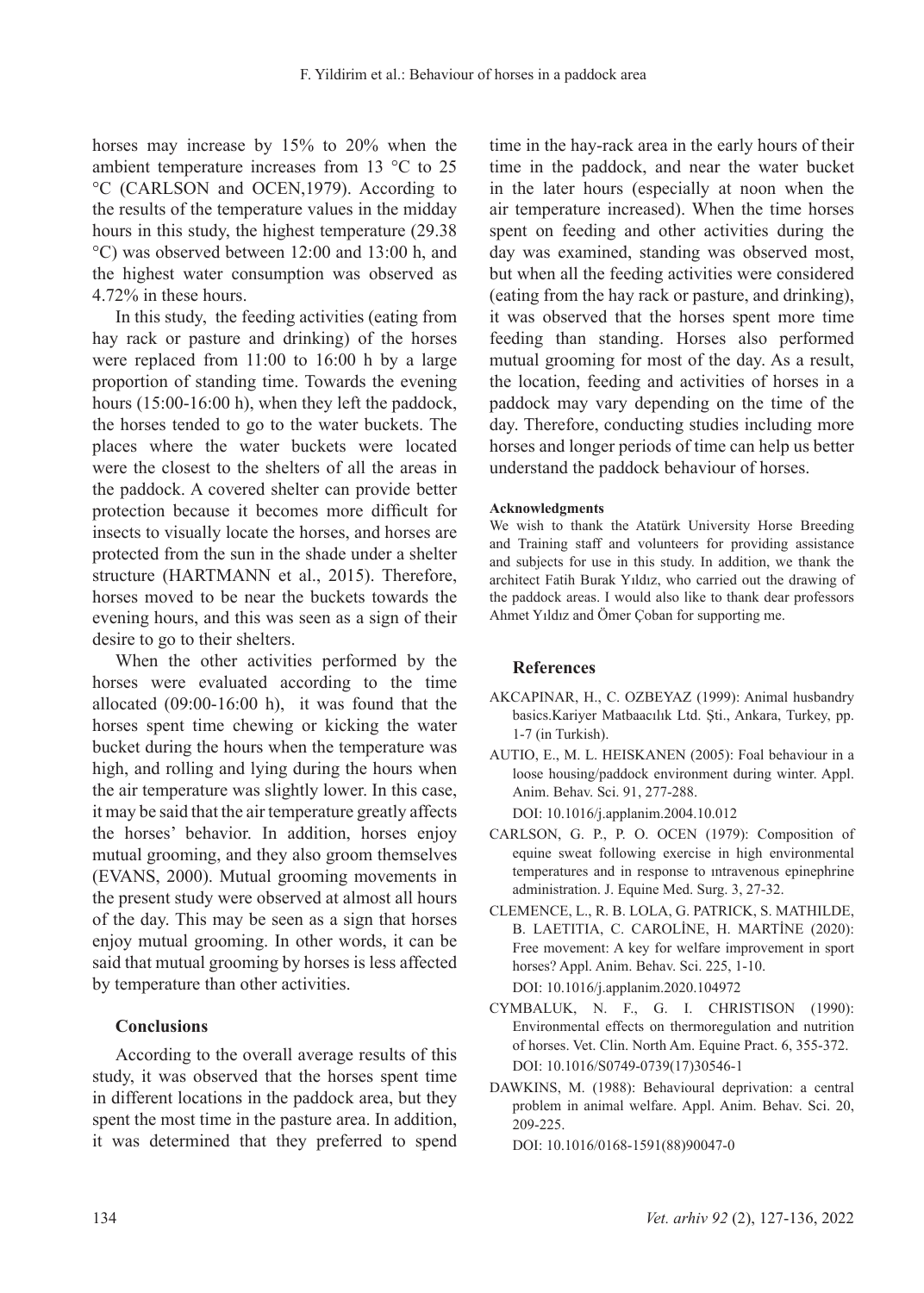horses may increase by 15% to 20% when the ambient temperature increases from 13 °C to 25 °C (CARLSON and OCEN,1979). According to the results of the temperature values in the midday hours in this study, the highest temperature (29.38 °C) was observed between 12:00 and 13:00 h, and the highest water consumption was observed as 4.72% in these hours.

In this study, the feeding activities (eating from hay rack or pasture and drinking) of the horses were replaced from 11:00 to 16:00 h by a large proportion of standing time. Towards the evening hours (15:00-16:00 h), when they left the paddock, the horses tended to go to the water buckets. The places where the water buckets were located were the closest to the shelters of all the areas in the paddock. A covered shelter can provide better protection because it becomes more difficult for insects to visually locate the horses, and horses are protected from the sun in the shade under a shelter structure (HARTMANN et al., 2015). Therefore, horses moved to be near the buckets towards the evening hours, and this was seen as a sign of their desire to go to their shelters.

When the other activities performed by the horses were evaluated according to the time allocated (09:00-16:00 h), it was found that the horses spent time chewing or kicking the water bucket during the hours when the temperature was high, and rolling and lying during the hours when the air temperature was slightly lower. In this case, it may be said that the air temperature greatly affects the horses' behavior. In addition, horses enjoy mutual grooming, and they also groom themselves (EVANS, 2000). Mutual grooming movements in the present study were observed at almost all hours of the day. This may be seen as a sign that horses enjoy mutual grooming. In other words, it can be said that mutual grooming by horses is less affected by temperature than other activities.

## Conclusions

According to the overall average results of this study, it was observed that the horses spent time in different locations in the paddock area, but they spent the most time in the pasture area. In addition, it was determined that they preferred to spend time in the hay-rack area in the early hours of their time in the paddock, and near the water bucket in the later hours (especially at noon when the air temperature increased). When the time horses spent on feeding and other activities during the day was examined, standing was observed most, but when all the feeding activities were considered (eating from the hay rack or pasture, and drinking), it was observed that the horses spent more time feeding than standing. Horses also performed mutual grooming for most of the day. As a result, the location, feeding and activities of horses in a paddock may vary depending on the time of the day. Therefore, conducting studies including more horses and longer periods of time can help us better understand the paddock behaviour of horses.

**Acknowledgments**

We wish to thank the Atatürk University Horse Breeding and Training staff and volunteers for providing assistance and subjects for use in this study. In addition, we thank the architect Fatih Burak Yıldız, who carried out the drawing of the paddock areas. I would also like to thank dear professors Ahmet Yıldız and Ömer Çoban for supporting me.

## References

AKCAPINAR, H., C. OZBEYAZ (1999): Animal husbandry basics.Kariyer Matbaacılık Ltd. Şti., Ankara, Turkey, pp. 1-7 (in Turkish).

AUTIO, E., M. L. HEISKANEN (2005): Foal behaviour in a loose housing/paddock environment during winter. Appl. Anim. Behav. Sci. 91, 277-288.
DOI: 10.1016/j.applanim.2004.10.012

CARLSON, G. P., P. O. OCEN (1979): Composition of equine sweat following exercise in high environmental temperatures and in response to ıntravenous epinephrine administration. J. Equine Med. Surg. 3, 27-32.

CLEMENCE, L., R. B. LOLA, G. PATRICK, S. MATHILDE, B. LAETITIA, C. CAROLİNE, H. MARTİNE (2020): Free movement: A key for welfare improvement in sport horses? Appl. Anim. Behav. Sci. 225, 1-10.
DOI: 10.1016/j.applanim.2020.104972

CYMBALUK, N. F., G. I. CHRISTISON (1990): Environmental effects on thermoregulation and nutrition of horses. Vet. Clin. North Am. Equine Pract. 6, 355-372.
DOI: 10.1016/S0749-0739(17)30546-1

DAWKINS, M. (1988): Behavioural deprivation: a central problem in animal welfare. Appl. Anim. Behav. Sci. 20, 209-225.
DOI: 10.1016/0168-1591(88)90047-0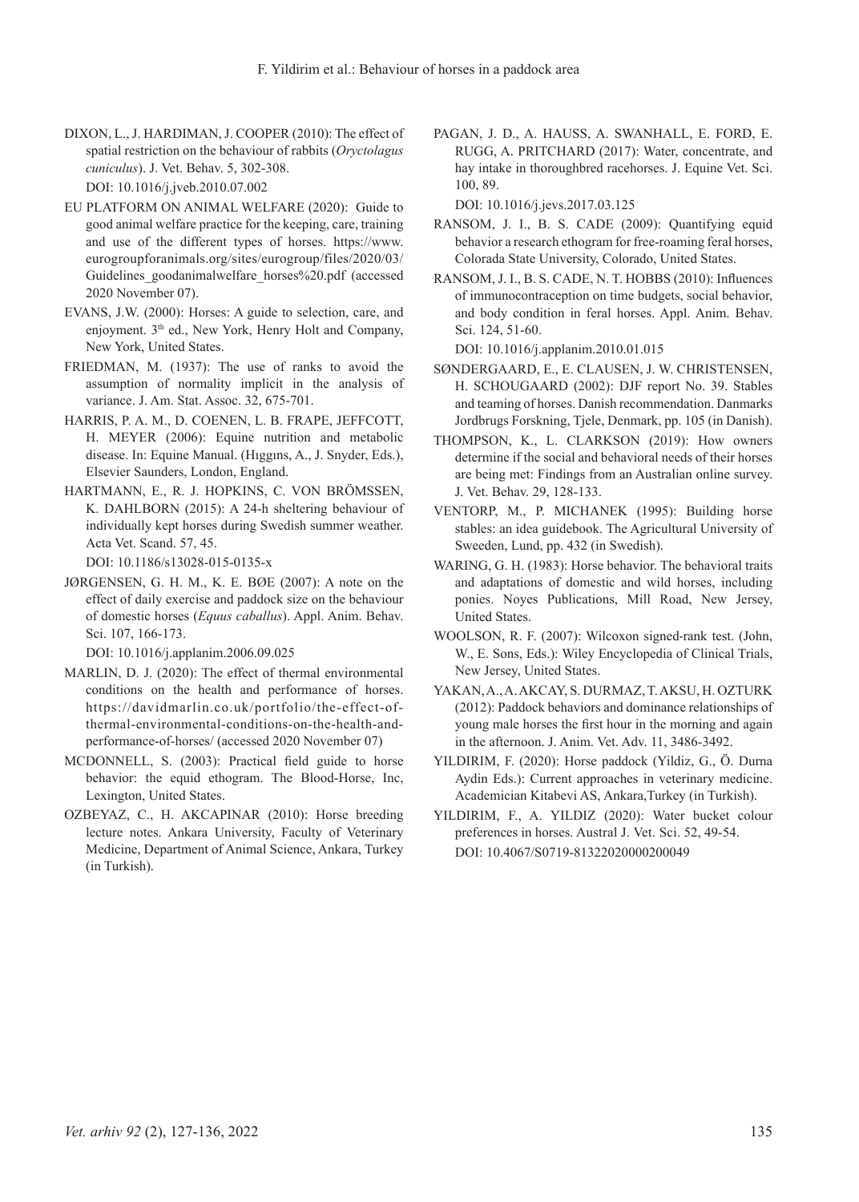DIXON, L., J. HARDIMAN, J. COOPER (2010): The effect of spatial restriction on the behaviour of rabbits (*Oryctolagus cuniculus*). J. Vet. Behav. 5, 302-308.
DOI: 10.1016/j.jveb.2010.07.002

EU PLATFORM ON ANIMAL WELFARE (2020): Guide to good animal welfare practice for the keeping, care, training and use of the different types of horses. https://www.eurogroupforanimals.org/sites/eurogroup/files/2020/03/Guidelines_goodanimalwelfare_horses%20.pdf (accessed 2020 November 07).

EVANS, J.W. (2000): Horses: A guide to selection, care, and enjoyment. 3th ed., New York, Henry Holt and Company, New York, United States.

FRIEDMAN, M. (1937): The use of ranks to avoid the assumption of normality implicit in the analysis of variance. J. Am. Stat. Assoc. 32, 675-701.

HARRIS, P. A. M., D. COENEN, L. B. FRAPE, JEFFCOTT, H. MEYER (2006): Equine nutrition and metabolic disease. In: Equine Manual. (Hıggıns, A., J. Snyder, Eds.), Elsevier Saunders, London, England.

HARTMANN, E., R. J. HOPKINS, C. VON BRÖMSSEN, K. DAHLBORN (2015): A 24-h sheltering behaviour of individually kept horses during Swedish summer weather. Acta Vet. Scand. 57, 45.
DOI: 10.1186/s13028-015-0135-x

JØRGENSEN, G. H. M., K. E. BØE (2007): A note on the effect of daily exercise and paddock size on the behaviour of domestic horses (*Equus caballus*). Appl. Anim. Behav. Sci. 107, 166-173.
DOI: 10.1016/j.applanim.2006.09.025

MARLIN, D. J. (2020): The effect of thermal environmental conditions on the health and performance of horses. https://davidmarlin.co.uk/portfolio/the-effect-of-thermal-environmental-conditions-on-the-health-and-performance-of-horses/ (accessed 2020 November 07)

MCDONNELL, S. (2003): Practical field guide to horse behavior: the equid ethogram. The Blood-Horse, Inc, Lexington, United States.

OZBEYAZ, C., H. AKCAPINAR (2010): Horse breeding lecture notes. Ankara University, Faculty of Veterinary Medicine, Department of Animal Science, Ankara, Turkey (in Turkish).

PAGAN, J. D., A. HAUSS, A. SWANHALL, E. FORD, E. RUGG, A. PRITCHARD (2017): Water, concentrate, and hay intake in thoroughbred racehorses. J. Equine Vet. Sci. 100, 89.
DOI: 10.1016/j.jevs.2017.03.125

RANSOM, J. I., B. S. CADE (2009): Quantifying equid behavior a research ethogram for free-roaming feral horses, Colorada State University, Colorado, United States.

RANSOM, J. I., B. S. CADE, N. T. HOBBS (2010): Influences of immunocontraception on time budgets, social behavior, and body condition in feral horses. Appl. Anim. Behav. Sci. 124, 51-60.
DOI: 10.1016/j.applanim.2010.01.015

SØNDERGAARD, E., E. CLAUSEN, J. W. CHRISTENSEN, H. SCHOUGAARD (2002): DJF report No. 39. Stables and teaming of horses. Danish recommendation. Danmarks Jordbrugs Forskning, Tjele, Denmark, pp. 105 (in Danish).

THOMPSON, K., L. CLARKSON (2019): How owners determine if the social and behavioral needs of their horses are being met: Findings from an Australian online survey. J. Vet. Behav. 29, 128-133.

VENTORP, M., P. MICHANEK (1995): Building horse stables: an idea guidebook. The Agricultural University of Sweeden, Lund, pp. 432 (in Swedish).

WARING, G. H. (1983): Horse behavior. The behavioral traits and adaptations of domestic and wild horses, including ponies. Noyes Publications, Mill Road, New Jersey, United States.

WOOLSON, R. F. (2007): Wilcoxon signed-rank test. (John, W., E. Sons, Eds.): Wiley Encyclopedia of Clinical Trials, New Jersey, United States.

YAKAN, A., A. AKCAY, S. DURMAZ, T. AKSU, H. OZTURK (2012): Paddock behaviors and dominance relationships of young male horses the first hour in the morning and again in the afternoon. J. Anim. Vet. Adv. 11, 3486-3492.

YILDIRIM, F. (2020): Horse paddock (Yildiz, G., Ö. Durna Aydin Eds.): Current approaches in veterinary medicine. Academician Kitabevi AS, Ankara,Turkey (in Turkish).

YILDIRIM, F., A. YILDIZ (2020): Water bucket colour preferences in horses. Austral J. Vet. Sci. 52, 49-54.
DOI: 10.4067/S0719-81322020000200049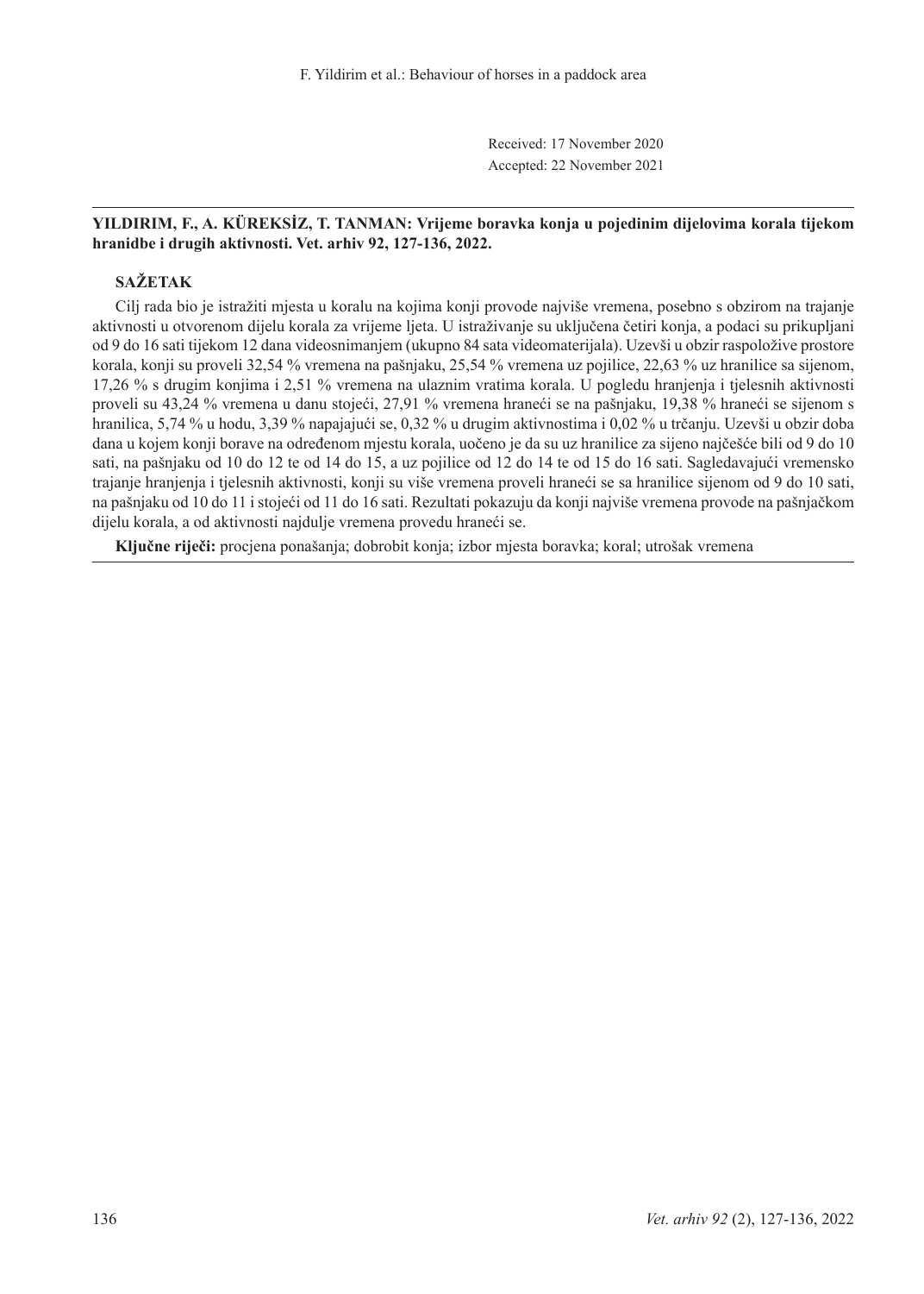Received: 17 November 2020
Accepted: 22 November 2021

**YILDIRIM, F., A. KÜREKSİZ, T. TANMAN: Vrijeme boravka konja u pojedinim dijelovima korala tijekom hranidbe i drugih aktivnosti. Vet. arhiv 92, 127-136, 2022.**

## SAŽETAK

Cilj rada bio je istražiti mjesta u koralu na kojima konji provode najviše vremena, posebno s obzirom na trajanje aktivnosti u otvorenom dijelu korala za vrijeme ljeta. U istraživanje su uključena četiri konja, a podaci su prikupljani od 9 do 16 sati tijekom 12 dana videosnimanjem (ukupno 84 sata videomaterijala). Uzevši u obzir raspoložive prostore korala, konji su proveli 32,54 % vremena na pašnjaku, 25,54 % vremena uz pojilice, 22,63 % uz hranilice sa sijenom, 17,26 % s drugim konjima i 2,51 % vremena na ulaznim vratima korala. U pogledu hranjenja i tjelesnih aktivnosti proveli su 43,24 % vremena u danu stojeći, 27,91 % vremena hraneći se na pašnjaku, 19,38 % hraneći se sijenom s hranilica, 5,74 % u hodu, 3,39 % napajajući se, 0,32 % u drugim aktivnostima i 0,02 % u trčanju. Uzevši u obzir doba dana u kojem konji borave na određenom mjestu korala, uočeno je da su uz hranilice za sijeno najčešće bili od 9 do 10 sati, na pašnjaku od 10 do 12 te od 14 do 15, a uz pojilice od 12 do 14 te od 15 do 16 sati. Sagledavajući vremensko trajanje hranjenja i tjelesnih aktivnosti, konji su više vremena proveli hraneći se sa hranilice sijenom od 9 do 10 sati, na pašnjaku od 10 do 11 i stojeći od 11 do 16 sati. Rezultati pokazuju da konji najviše vremena provode na pašnjačkom dijelu korala, a od aktivnosti najdulje vremena provedu hraneći se.

**Ključne riječi:** procjena ponašanja; dobrobit konja; izbor mjesta boravka; koral; utrošak vremena